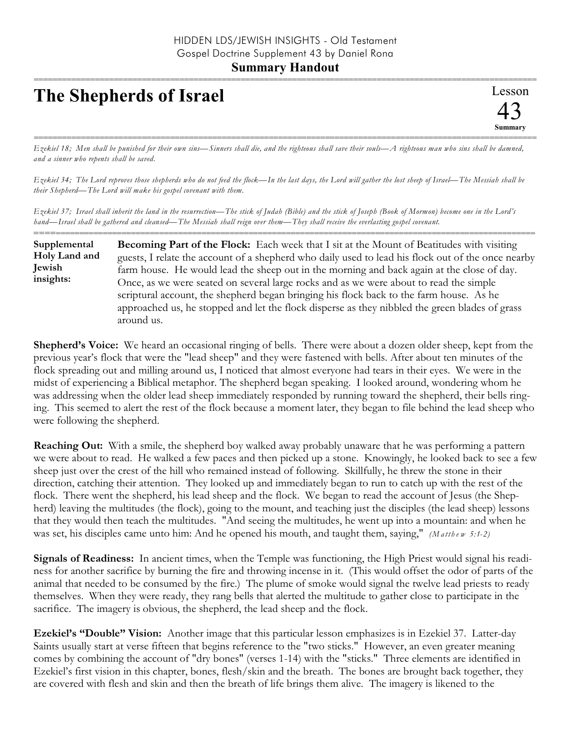HIDDEN LDS/JEWISH INSIGHTS - Old Testament
Gospel Doctrine Supplement 43 by Daniel Rona

**Summary Handout**

# The Shepherds of Israel

Lesson 43 Summary

*Ezekiel 18; Men shall be punished for their own sins—Sinners shall die, and the righteous shall save their souls—A righteous man who sins shall be damned, and a sinner who repents shall be saved.*

*Ezekiel 34; The Lord reproves those shepherds who do not feed the flock—In the last days, the Lord will gather the lost sheep of Israel—The Messiah shall be their Shepherd—The Lord will make his gospel covenant with them.*

*Ezekiel 37; Israel shall inherit the land in the resurrection—The stick of Judah (Bible) and the stick of Joseph (Book of Mormon) become one in the Lord's hand—Israel shall be gathered and cleansed—The Messiah shall reign over them—They shall receive the everlasting gospel covenant.*

**Supplemental Holy Land and Jewish insights:**

**Becoming Part of the Flock:** Each week that I sit at the Mount of Beatitudes with visiting guests, I relate the account of a shepherd who daily used to lead his flock out of the once nearby farm house. He would lead the sheep out in the morning and back again at the close of day. Once, as we were seated on several large rocks and as we were about to read the simple scriptural account, the shepherd began bringing his flock back to the farm house. As he approached us, he stopped and let the flock disperse as they nibbled the green blades of grass around us.

**Shepherd's Voice:** We heard an occasional ringing of bells. There were about a dozen older sheep, kept from the previous year's flock that were the "lead sheep" and they were fastened with bells. After about ten minutes of the flock spreading out and milling around us, I noticed that almost everyone had tears in their eyes. We were in the midst of experiencing a Biblical metaphor. The shepherd began speaking. I looked around, wondering whom he was addressing when the older lead sheep immediately responded by running toward the shepherd, their bells ringing. This seemed to alert the rest of the flock because a moment later, they began to file behind the lead sheep who were following the shepherd.

**Reaching Out:** With a smile, the shepherd boy walked away probably unaware that he was performing a pattern we were about to read. He walked a few paces and then picked up a stone. Knowingly, he looked back to see a few sheep just over the crest of the hill who remained instead of following. Skillfully, he threw the stone in their direction, catching their attention. They looked up and immediately began to run to catch up with the rest of the flock. There went the shepherd, his lead sheep and the flock. We began to read the account of Jesus (the Shepherd) leaving the multitudes (the flock), going to the mount, and teaching just the disciples (the lead sheep) lessons that they would then teach the multitudes. "And seeing the multitudes, he went up into a mountain: and when he was set, his disciples came unto him: And he opened his mouth, and taught them, saying," *(Matthew 5:1-2)*

**Signals of Readiness:** In ancient times, when the Temple was functioning, the High Priest would signal his readiness for another sacrifice by burning the fire and throwing incense in it. (This would offset the odor of parts of the animal that needed to be consumed by the fire.) The plume of smoke would signal the twelve lead priests to ready themselves. When they were ready, they rang bells that alerted the multitude to gather close to participate in the sacrifice. The imagery is obvious, the shepherd, the lead sheep and the flock.

**Ezekiel's "Double" Vision:** Another image that this particular lesson emphasizes is in Ezekiel 37. Latter-day Saints usually start at verse fifteen that begins reference to the "two sticks." However, an even greater meaning comes by combining the account of "dry bones" (verses 1-14) with the "sticks." Three elements are identified in Ezekiel's first vision in this chapter, bones, flesh/skin and the breath. The bones are brought back together, they are covered with flesh and skin and then the breath of life brings them alive. The imagery is likened to the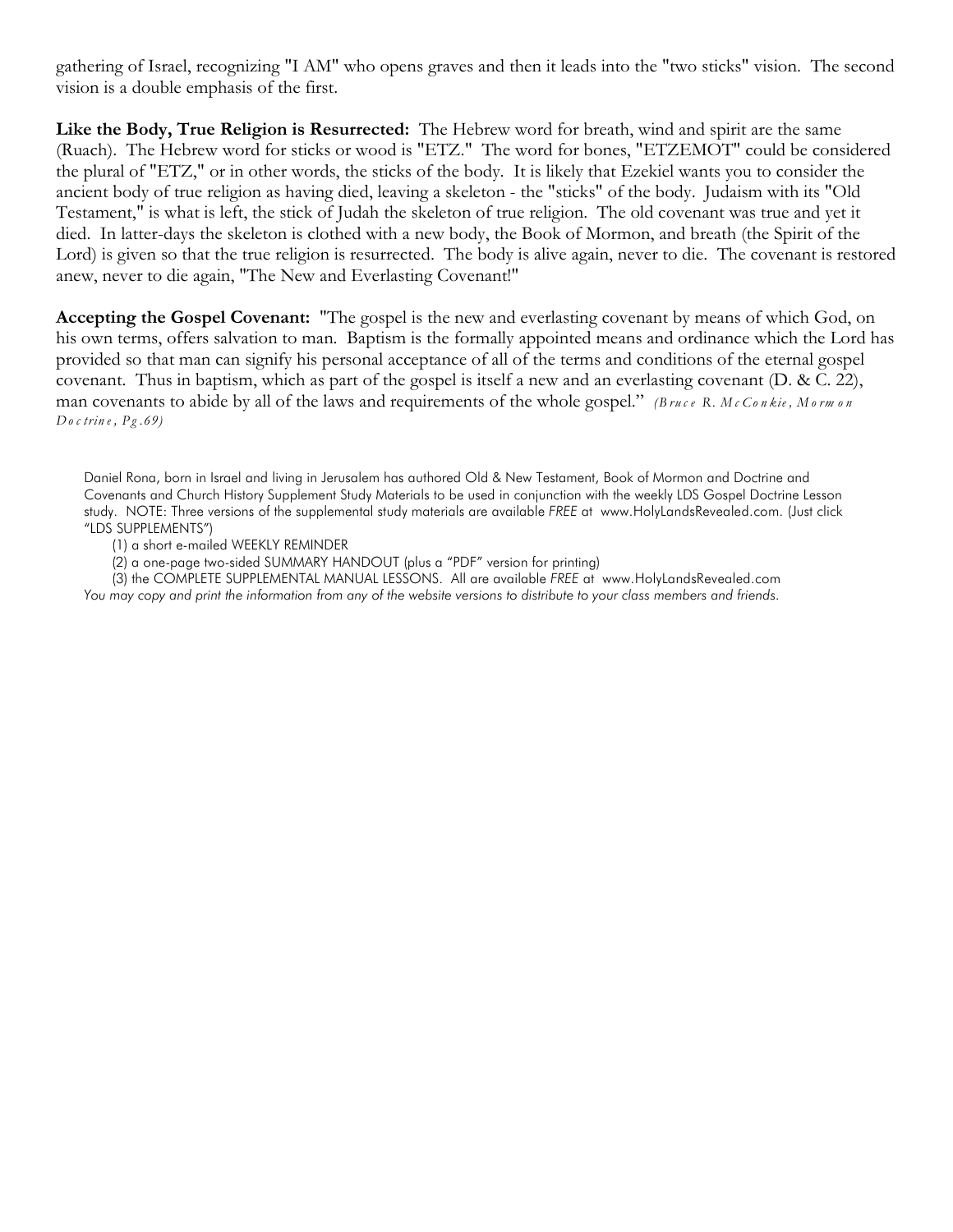gathering of Israel, recognizing "I AM" who opens graves and then it leads into the "two sticks" vision. The second vision is a double emphasis of the first.

**Like the Body, True Religion is Resurrected:** The Hebrew word for breath, wind and spirit are the same (Ruach). The Hebrew word for sticks or wood is "ETZ." The word for bones, "ETZEMOT" could be considered the plural of "ETZ," or in other words, the sticks of the body. It is likely that Ezekiel wants you to consider the ancient body of true religion as having died, leaving a skeleton - the "sticks" of the body. Judaism with its "Old Testament," is what is left, the stick of Judah the skeleton of true religion. The old covenant was true and yet it died. In latter-days the skeleton is clothed with a new body, the Book of Mormon, and breath (the Spirit of the Lord) is given so that the true religion is resurrected. The body is alive again, never to die. The covenant is restored anew, never to die again, "The New and Everlasting Covenant!"

**Accepting the Gospel Covenant:** "The gospel is the new and everlasting covenant by means of which God, on his own terms, offers salvation to man. Baptism is the formally appointed means and ordinance which the Lord has provided so that man can signify his personal acceptance of all of the terms and conditions of the eternal gospel covenant. Thus in baptism, which as part of the gospel is itself a new and an everlasting covenant (D. & C. 22), man covenants to abide by all of the laws and requirements of the whole gospel." *(Bruce R. McConkie, Mormon Doctrine, Pg.69)*

Daniel Rona, born in Israel and living in Jerusalem has authored Old & New Testament, Book of Mormon and Doctrine and Covenants and Church History Supplement Study Materials to be used in conjunction with the weekly LDS Gospel Doctrine Lesson study. NOTE: Three versions of the supplemental study materials are available *FREE* at www.HolyLandsRevealed.com. (Just click "LDS SUPPLEMENTS")

(1) a short e-mailed WEEKLY REMINDER

(2) a one-page two-sided SUMMARY HANDOUT (plus a "PDF" version for printing)

(3) the COMPLETE SUPPLEMENTAL MANUAL LESSONS. All are available *FREE* at www.HolyLandsRevealed.com

*You may copy and print the information from any of the website versions to distribute to your class members and friends.*